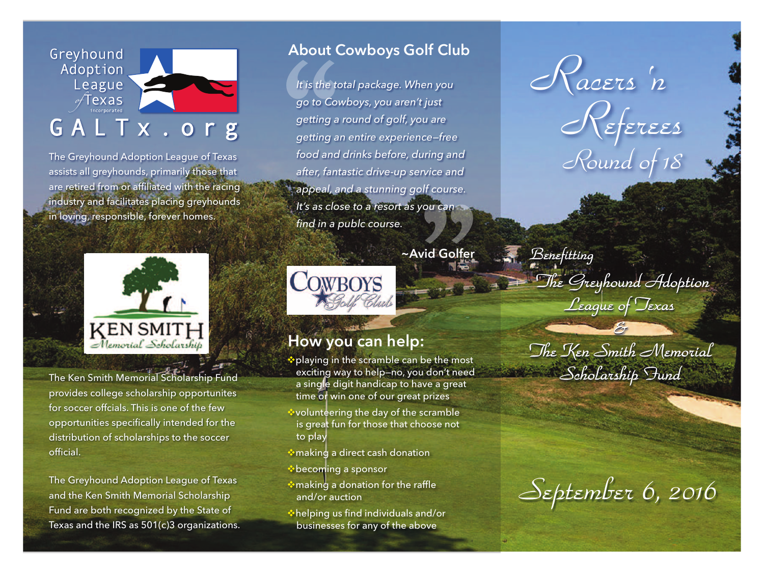Greyhound Adoption League of Texas incorporated

GALTx.org

The Greyhound Adoption League of Texas assists all greyhounds, primarily those that are retired from or affiliated with the racing industry and facilitates placing greyhounds in loving, responsible, forever homes.

KEN SMITH Memorial Scholarship

The Ken Smith Memorial Scholarship Fund provides college scholarship opportunites for soccer offcials. This is one of the few opportunities specifically intended for the distribution of scholarships to the soccer official.

The Greyhound Adoption League of Texas and the Ken Smith Memorial Scholarship Fund are both recognized by the State of Texas and the IRS as 501(c)3 organizations.

## About Cowboys Golf Club

*It is the total package. When you go to Cowboys, you aren't just getting a round of golf, you are getting an entire experience–free food and drinks before, during and after, fantastic drive-up service and appeal, and a stunning golf course. It's as close to a resort as you can find in a publc course.*

**~Avid Golfer**

Cowboys Golf Club

## How you can help:

- playing in the scramble can be the most exciting way to help–no, you don't need a single digit handicap to have a great time or win one of our great prizes
- volunteering the day of the scramble is great fun for those that choose not to play
- making a direct cash donation
- becoming a sponsor
- making a donation for the raffle and/or auction
- helping us find individuals and/or businesses for any of the above

# Racers 'n Referees Round of 18

Benefitting

The Greyhound Adoption League of Texas

&

The Ken Smith Memorial Scholarship Fund

September 6, 2016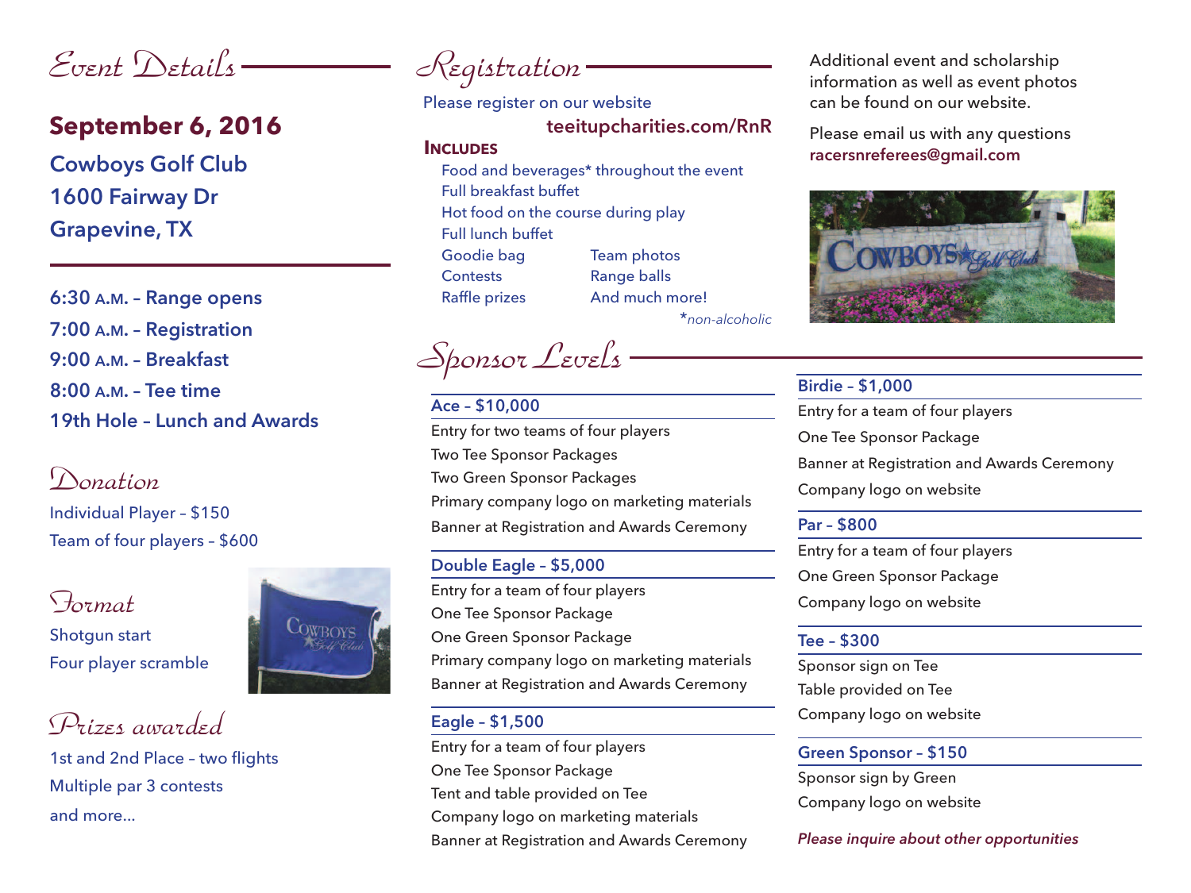## Event Details

**September 6, 2016**

**Cowboys Golf Club**
**1600 Fairway Dr**
**Grapevine, TX**

**6:30 A.M. – Range opens**
**7:00 A.M. – Registration**
**9:00 A.M. – Breakfast**
**8:00 A.M. – Tee time**
**19th Hole – Lunch and Awards**

## Donation

Individual Player – $150
Team of four players – $600

## Format

Shotgun start
Four player scramble

## Prizes awarded

1st and 2nd Place – two flights
Multiple par 3 contests
and more...

## Registration

Please register on our website
**teeitupcharities.com/RnR**

**INCLUDES**

- Food and beverages* throughout the event
- Full breakfast buffet
- Hot food on the course during play
- Full lunch buffet
- Goodie bag
- Contests
- Raffle prizes
- Team photos
- Range balls
- And much more!

**non-alcoholic*

Additional event and scholarship information as well as event photos can be found on our website.

Please email us with any questions
**racersnreferees@gmail.com**

## Sponsor Levels

### Ace – $10,000
Entry for two teams of four players
Two Tee Sponsor Packages
Two Green Sponsor Packages
Primary company logo on marketing materials
Banner at Registration and Awards Ceremony

### Double Eagle – $5,000
Entry for a team of four players
One Tee Sponsor Package
One Green Sponsor Package
Primary company logo on marketing materials
Banner at Registration and Awards Ceremony

### Eagle – $1,500
Entry for a team of four players
One Tee Sponsor Package
Tent and table provided on Tee
Company logo on marketing materials
Banner at Registration and Awards Ceremony

### Birdie – $1,000
Entry for a team of four players
One Tee Sponsor Package
Banner at Registration and Awards Ceremony
Company logo on website

### Par – $800
Entry for a team of four players
One Green Sponsor Package
Company logo on website

### Tee – $300
Sponsor sign on Tee
Table provided on Tee
Company logo on website

### Green Sponsor – $150
Sponsor sign by Green
Company logo on website

***Please inquire about other opportunities***